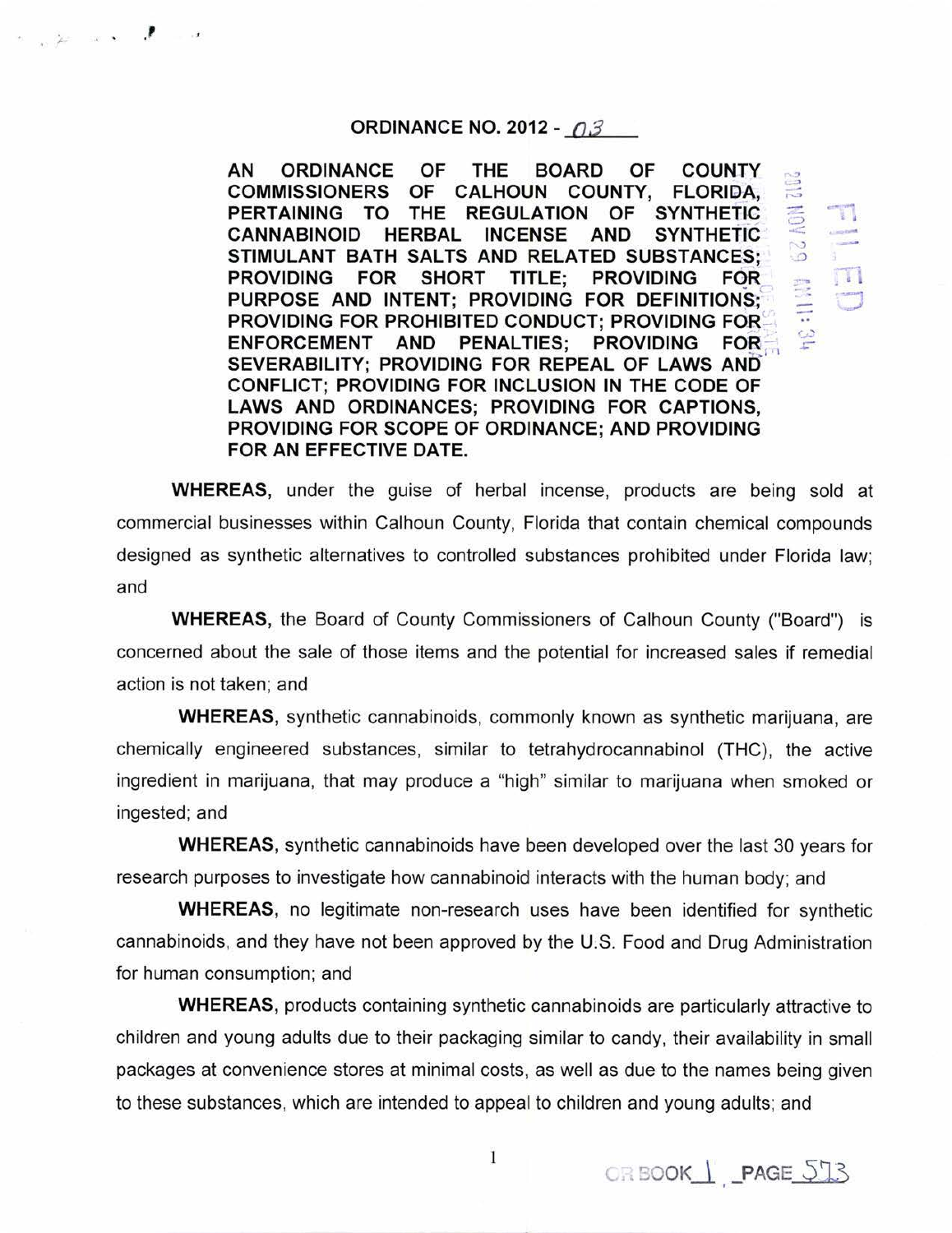# ORDINANCE NO. 2012 - 03

**AN ORDINANCE OF THE BOARD OF COUNTY COMMISSIONERS OF CALHOUN COUNTY, FLORIDA, PERTAINING TO THE REGULATION OF SYNTHETIC CANNABINOID HERBAL INCENSE AND SYNTHETIC STIMULANT BATH SALTS AND RELATED SUBSTANCES; PROVIDING FOR SHORT TITLE; PROVIDING FOR PURPOSE AND INTENT; PROVIDING FOR DEFINITIONS; PROVIDING FOR PROHIBITED CONDUCT; PROVIDING FOR ENFORCEMENT AND PENALTIES; PROVIDING FOR SEVERABILITY; PROVIDING FOR REPEAL OF LAWS AND CONFLICT; PROVIDING FOR INCLUSION IN THE CODE OF LAWS AND ORDINANCES; PROVIDING FOR CAPTIONS, PROVIDING FOR SCOPE OF ORDINANCE; AND PROVIDING FOR AN EFFECTIVE DATE.**

2012 NOV 29 AM 11:34

FILED

**WHEREAS,** under the guise of herbal incense, products are being sold at commercial businesses within Calhoun County, Florida that contain chemical compounds designed as synthetic alternatives to controlled substances prohibited under Florida law; and

**WHEREAS,** the Board of County Commissioners of Calhoun County ("Board") is concerned about the sale of those items and the potential for increased sales if remedial action is not taken; and

**WHEREAS,** synthetic cannabinoids, commonly known as synthetic marijuana, are chemically engineered substances, similar to tetrahydrocannabinol (THC), the active ingredient in marijuana, that may produce a "high" similar to marijuana when smoked or ingested; and

**WHEREAS,** synthetic cannabinoids have been developed over the last 30 years for research purposes to investigate how cannabinoid interacts with the human body; and

**WHEREAS,** no legitimate non-research uses have been identified for synthetic cannabinoids, and they have not been approved by the U.S. Food and Drug Administration for human consumption; and

**WHEREAS,** products containing synthetic cannabinoids are particularly attractive to children and young adults due to their packaging similar to candy, their availability in small packages at convenience stores at minimal costs, as well as due to the names being given to these substances, which are intended to appeal to children and young adults; and

OR BOOK 1 , PAGE 573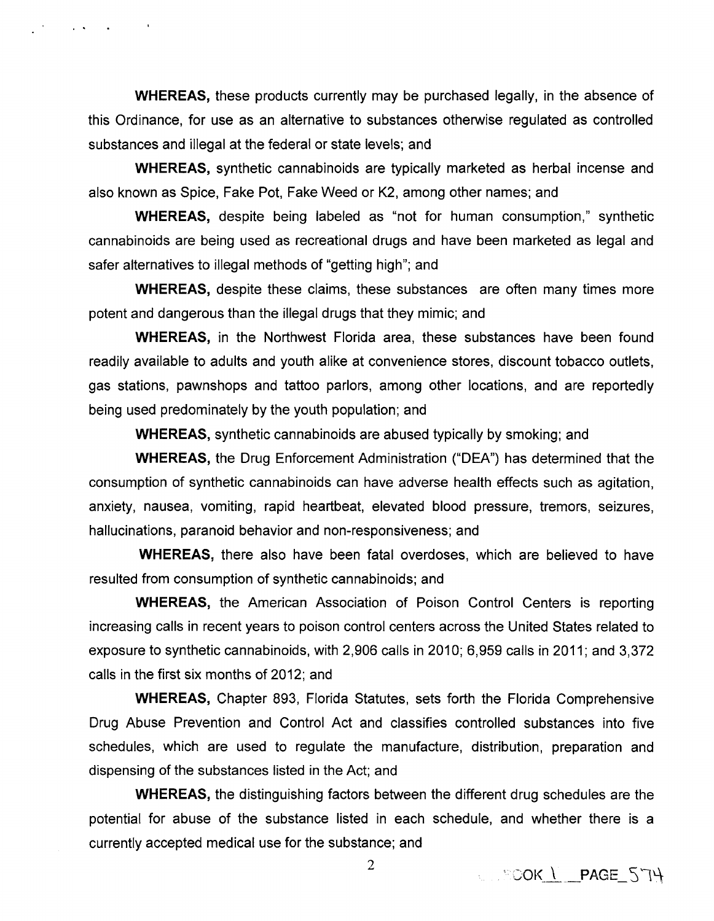**WHEREAS,** these products currently may be purchased legally, in the absence of this Ordinance, for use as an alternative to substances otherwise regulated as controlled substances and illegal at the federal or state levels; and

**WHEREAS,** synthetic cannabinoids are typically marketed as herbal incense and also known as Spice, Fake Pot, Fake Weed or K2, among other names; and

**WHEREAS,** despite being labeled as "not for human consumption," synthetic cannabinoids are being used as recreational drugs and have been marketed as legal and safer alternatives to illegal methods of "getting high"; and

**WHEREAS,** despite these claims, these substances are often many times more potent and dangerous than the illegal drugs that they mimic; and

**WHEREAS,** in the Northwest Florida area, these substances have been found readily available to adults and youth alike at convenience stores, discount tobacco outlets, gas stations, pawnshops and tattoo parlors, among other locations, and are reportedly being used predominately by the youth population; and

**WHEREAS,** synthetic cannabinoids are abused typically by smoking; and

**WHEREAS,** the Drug Enforcement Administration ("DEA") has determined that the consumption of synthetic cannabinoids can have adverse health effects such as agitation, anxiety, nausea, vomiting, rapid heartbeat, elevated blood pressure, tremors, seizures, hallucinations, paranoid behavior and non-responsiveness; and

**WHEREAS,** there also have been fatal overdoses, which are believed to have resulted from consumption of synthetic cannabinoids; and

**WHEREAS,** the American Association of Poison Control Centers is reporting increasing calls in recent years to poison control centers across the United States related to exposure to synthetic cannabinoids, with 2,906 calls in 2010; 6,959 calls in 2011; and 3,372 calls in the first six months of 2012; and

**WHEREAS,** Chapter 893, Florida Statutes, sets forth the Florida Comprehensive Drug Abuse Prevention and Control Act and classifies controlled substances into five schedules, which are used to regulate the manufacture, distribution, preparation and dispensing of the substances listed in the Act; and

**WHEREAS,** the distinguishing factors between the different drug schedules are the potential for abuse of the substance listed in each schedule, and whether there is a currently accepted medical use for the substance; and

BOOK 1 PAGE 574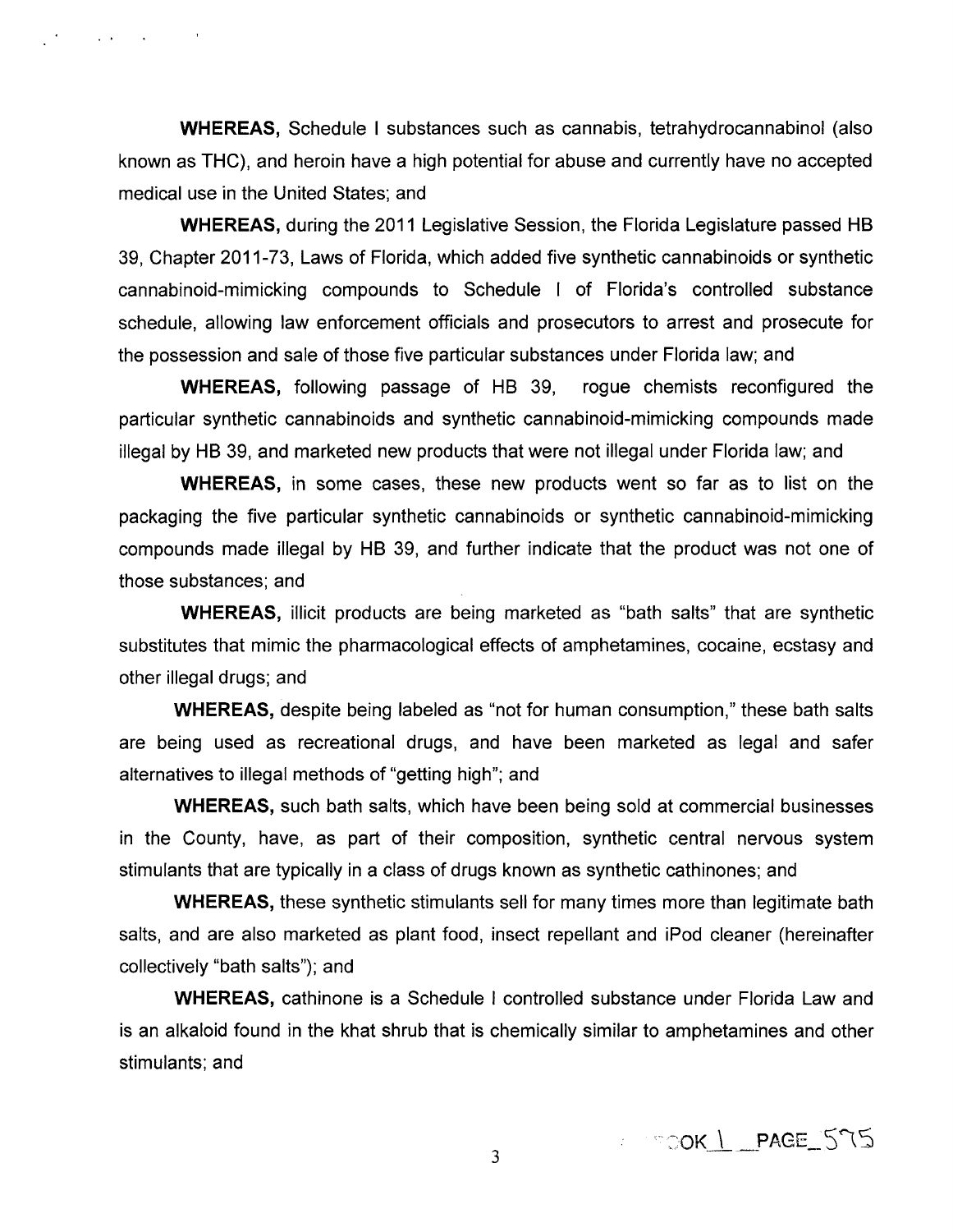**WHEREAS,** Schedule I substances such as cannabis, tetrahydrocannabinol (also known as THC), and heroin have a high potential for abuse and currently have no accepted medical use in the United States; and

**WHEREAS,** during the 2011 Legislative Session, the Florida Legislature passed HB 39, Chapter 2011-73, Laws of Florida, which added five synthetic cannabinoids or synthetic cannabinoid-mimicking compounds to Schedule I of Florida's controlled substance schedule, allowing law enforcement officials and prosecutors to arrest and prosecute for the possession and sale of those five particular substances under Florida law; and

**WHEREAS,** following passage of HB 39, rogue chemists reconfigured the particular synthetic cannabinoids and synthetic cannabinoid-mimicking compounds made illegal by HB 39, and marketed new products that were not illegal under Florida law; and

**WHEREAS,** in some cases, these new products went so far as to list on the packaging the five particular synthetic cannabinoids or synthetic cannabinoid-mimicking compounds made illegal by HB 39, and further indicate that the product was not one of those substances; and

**WHEREAS,** illicit products are being marketed as "bath salts" that are synthetic substitutes that mimic the pharmacological effects of amphetamines, cocaine, ecstasy and other illegal drugs; and

**WHEREAS,** despite being labeled as "not for human consumption," these bath salts are being used as recreational drugs, and have been marketed as legal and safer alternatives to illegal methods of "getting high"; and

**WHEREAS,** such bath salts, which have been being sold at commercial businesses in the County, have, as part of their composition, synthetic central nervous system stimulants that are typically in a class of drugs known as synthetic cathinones; and

**WHEREAS,** these synthetic stimulants sell for many times more than legitimate bath salts, and are also marketed as plant food, insect repellant and iPod cleaner (hereinafter collectively "bath salts"); and

**WHEREAS,** cathinone is a Schedule I controlled substance under Florida Law and is an alkaloid found in the khat shrub that is chemically similar to amphetamines and other stimulants; and

BOOK 1 PAGE 575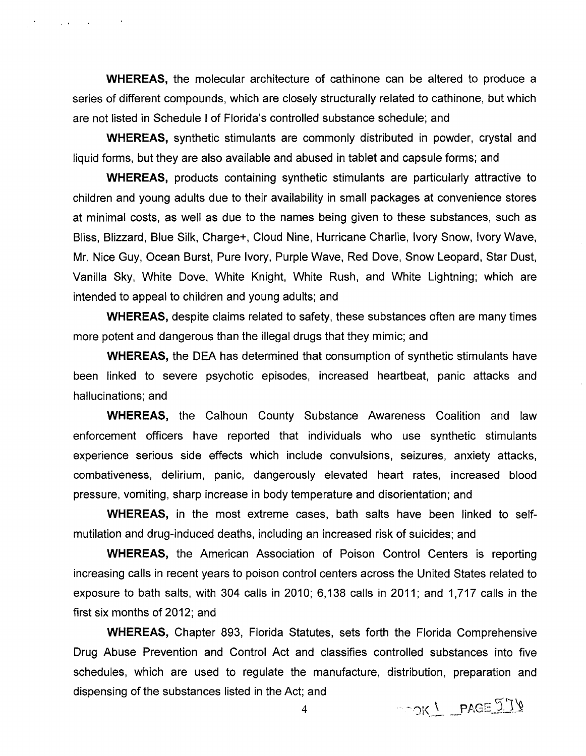**WHEREAS,** the molecular architecture of cathinone can be altered to produce a series of different compounds, which are closely structurally related to cathinone, but which are not listed in Schedule I of Florida's controlled substance schedule; and

**WHEREAS,** synthetic stimulants are commonly distributed in powder, crystal and liquid forms, but they are also available and abused in tablet and capsule forms; and

**WHEREAS,** products containing synthetic stimulants are particularly attractive to children and young adults due to their availability in small packages at convenience stores at minimal costs, as well as due to the names being given to these substances, such as Bliss, Blizzard, Blue Silk, Charge+, Cloud Nine, Hurricane Charlie, Ivory Snow, Ivory Wave, Mr. Nice Guy, Ocean Burst, Pure Ivory, Purple Wave, Red Dove, Snow Leopard, Star Dust, Vanilla Sky, White Dove, White Knight, White Rush, and White Lightning; which are intended to appeal to children and young adults; and

**WHEREAS,** despite claims related to safety, these substances often are many times more potent and dangerous than the illegal drugs that they mimic; and

**WHEREAS,** the DEA has determined that consumption of synthetic stimulants have been linked to severe psychotic episodes, increased heartbeat, panic attacks and hallucinations; and

**WHEREAS,** the Calhoun County Substance Awareness Coalition and law enforcement officers have reported that individuals who use synthetic stimulants experience serious side effects which include convulsions, seizures, anxiety attacks, combativeness, delirium, panic, dangerously elevated heart rates, increased blood pressure, vomiting, sharp increase in body temperature and disorientation; and

**WHEREAS,** in the most extreme cases, bath salts have been linked to self-mutilation and drug-induced deaths, including an increased risk of suicides; and

**WHEREAS,** the American Association of Poison Control Centers is reporting increasing calls in recent years to poison control centers across the United States related to exposure to bath salts, with 304 calls in 2010; 6,138 calls in 2011; and 1,717 calls in the first six months of 2012; and

**WHEREAS,** Chapter 893, Florida Statutes, sets forth the Florida Comprehensive Drug Abuse Prevention and Control Act and classifies controlled substances into five schedules, which are used to regulate the manufacture, distribution, preparation and dispensing of the substances listed in the Act; and

BOOK 1 PAGE 574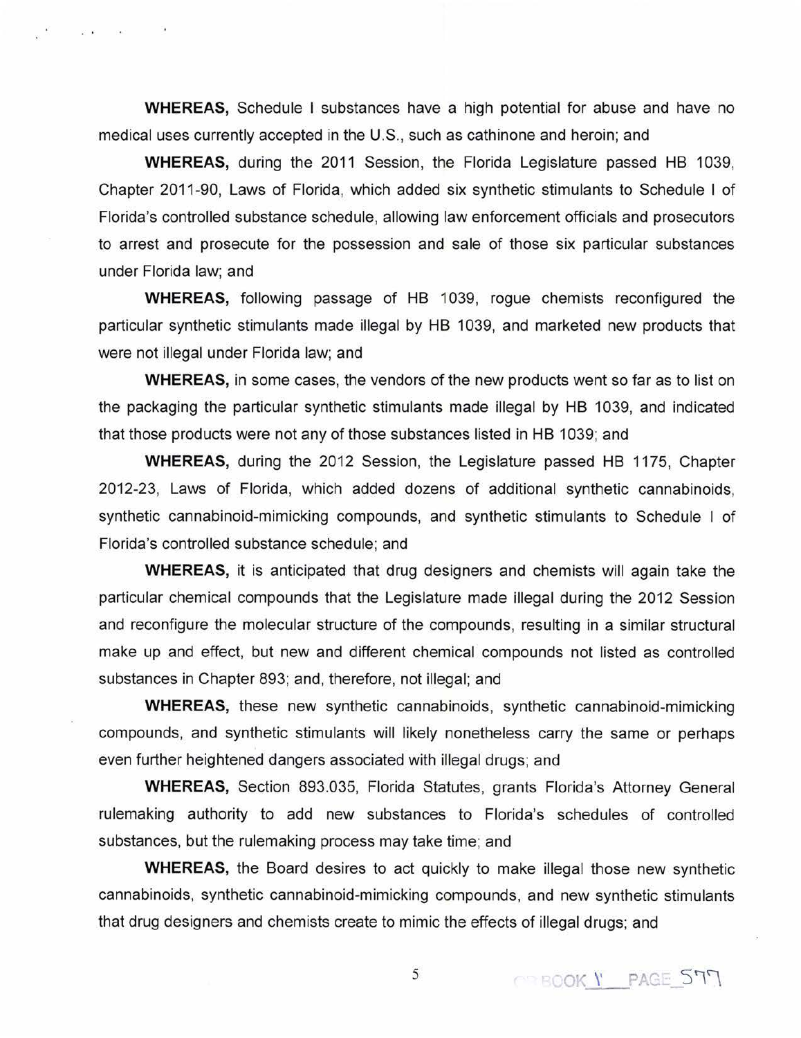**WHEREAS,** Schedule I substances have a high potential for abuse and have no medical uses currently accepted in the U.S., such as cathinone and heroin; and

**WHEREAS,** during the 2011 Session, the Florida Legislature passed HB 1039, Chapter 2011-90, Laws of Florida, which added six synthetic stimulants to Schedule I of Florida's controlled substance schedule, allowing law enforcement officials and prosecutors to arrest and prosecute for the possession and sale of those six particular substances under Florida law; and

**WHEREAS,** following passage of HB 1039, rogue chemists reconfigured the particular synthetic stimulants made illegal by HB 1039, and marketed new products that were not illegal under Florida law; and

**WHEREAS,** in some cases, the vendors of the new products went so far as to list on the packaging the particular synthetic stimulants made illegal by HB 1039, and indicated that those products were not any of those substances listed in HB 1039; and

**WHEREAS,** during the 2012 Session, the Legislature passed HB 1175, Chapter 2012-23, Laws of Florida, which added dozens of additional synthetic cannabinoids, synthetic cannabinoid-mimicking compounds, and synthetic stimulants to Schedule I of Florida's controlled substance schedule; and

**WHEREAS,** it is anticipated that drug designers and chemists will again take the particular chemical compounds that the Legislature made illegal during the 2012 Session and reconfigure the molecular structure of the compounds, resulting in a similar structural make up and effect, but new and different chemical compounds not listed as controlled substances in Chapter 893; and, therefore, not illegal; and

**WHEREAS,** these new synthetic cannabinoids, synthetic cannabinoid-mimicking compounds, and synthetic stimulants will likely nonetheless carry the same or perhaps even further heightened dangers associated with illegal drugs; and

**WHEREAS,** Section 893.035, Florida Statutes, grants Florida's Attorney General rulemaking authority to add new substances to Florida's schedules of controlled substances, but the rulemaking process may take time; and

**WHEREAS,** the Board desires to act quickly to make illegal those new synthetic cannabinoids, synthetic cannabinoid-mimicking compounds, and new synthetic stimulants that drug designers and chemists create to mimic the effects of illegal drugs; and

OR BOOK 1 PAGE 577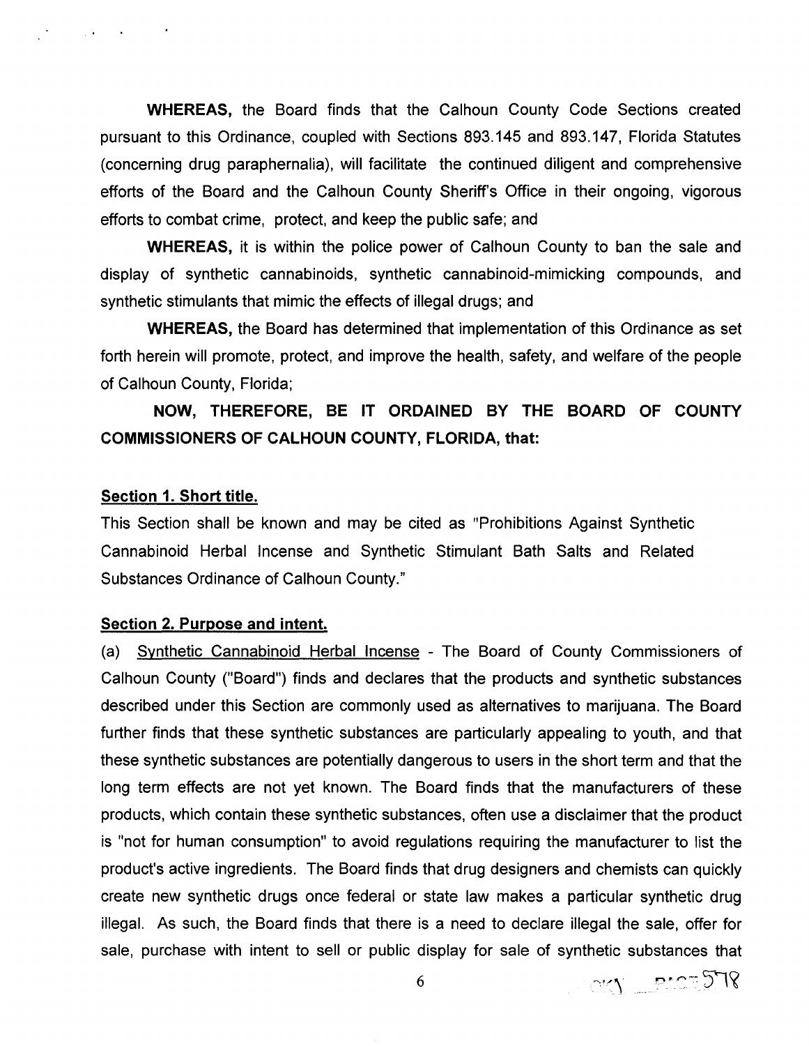**WHEREAS,** the Board finds that the Calhoun County Code Sections created pursuant to this Ordinance, coupled with Sections 893.145 and 893.147, Florida Statutes (concerning drug paraphernalia), will facilitate the continued diligent and comprehensive efforts of the Board and the Calhoun County Sheriff's Office in their ongoing, vigorous efforts to combat crime, protect, and keep the public safe; and

**WHEREAS,** it is within the police power of Calhoun County to ban the sale and display of synthetic cannabinoids, synthetic cannabinoid-mimicking compounds, and synthetic stimulants that mimic the effects of illegal drugs; and

**WHEREAS,** the Board has determined that implementation of this Ordinance as set forth herein will promote, protect, and improve the health, safety, and welfare of the people of Calhoun County, Florida;

**NOW, THEREFORE, BE IT ORDAINED BY THE BOARD OF COUNTY COMMISSIONERS OF CALHOUN COUNTY, FLORIDA, that:**

**Section 1. Short title.**

This Section shall be known and may be cited as "Prohibitions Against Synthetic Cannabinoid Herbal Incense and Synthetic Stimulant Bath Salts and Related Substances Ordinance of Calhoun County."

**Section 2. Purpose and intent.**

(a) Synthetic Cannabinoid Herbal Incense - The Board of County Commissioners of Calhoun County ("Board") finds and declares that the products and synthetic substances described under this Section are commonly used as alternatives to marijuana. The Board further finds that these synthetic substances are particularly appealing to youth, and that these synthetic substances are potentially dangerous to users in the short term and that the long term effects are not yet known. The Board finds that the manufacturers of these products, which contain these synthetic substances, often use a disclaimer that the product is "not for human consumption" to avoid regulations requiring the manufacturer to list the product's active ingredients. The Board finds that drug designers and chemists can quickly create new synthetic drugs once federal or state law makes a particular synthetic drug illegal. As such, the Board finds that there is a need to declare illegal the sale, offer for sale, purchase with intent to sell or public display for sale of synthetic substances that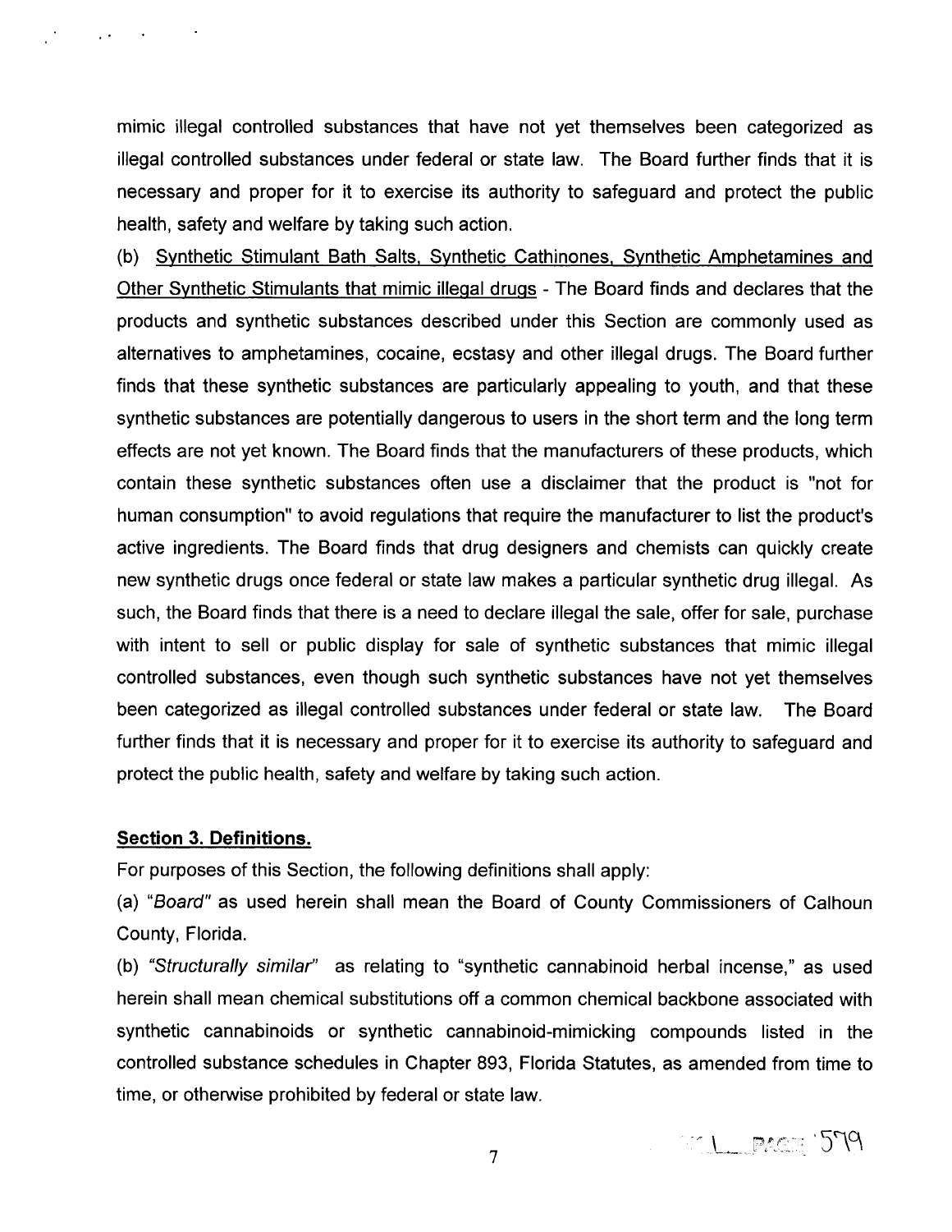mimic illegal controlled substances that have not yet themselves been categorized as illegal controlled substances under federal or state law. The Board further finds that it is necessary and proper for it to exercise its authority to safeguard and protect the public health, safety and welfare by taking such action.

(b) Synthetic Stimulant Bath Salts, Synthetic Cathinones, Synthetic Amphetamines and Other Synthetic Stimulants that mimic illegal drugs - The Board finds and declares that the products and synthetic substances described under this Section are commonly used as alternatives to amphetamines, cocaine, ecstasy and other illegal drugs. The Board further finds that these synthetic substances are particularly appealing to youth, and that these synthetic substances are potentially dangerous to users in the short term and the long term effects are not yet known. The Board finds that the manufacturers of these products, which contain these synthetic substances often use a disclaimer that the product is "not for human consumption" to avoid regulations that require the manufacturer to list the product's active ingredients. The Board finds that drug designers and chemists can quickly create new synthetic drugs once federal or state law makes a particular synthetic drug illegal. As such, the Board finds that there is a need to declare illegal the sale, offer for sale, purchase with intent to sell or public display for sale of synthetic substances that mimic illegal controlled substances, even though such synthetic substances have not yet themselves been categorized as illegal controlled substances under federal or state law. The Board further finds that it is necessary and proper for it to exercise its authority to safeguard and protect the public health, safety and welfare by taking such action.

**Section 3. Definitions.**

For purposes of this Section, the following definitions shall apply:

(a) "*Board*" as used herein shall mean the Board of County Commissioners of Calhoun County, Florida.

(b) "*Structurally similar*" as relating to "synthetic cannabinoid herbal incense," as used herein shall mean chemical substitutions off a common chemical backbone associated with synthetic cannabinoids or synthetic cannabinoid-mimicking compounds listed in the controlled substance schedules in Chapter 893, Florida Statutes, as amended from time to time, or otherwise prohibited by federal or state law.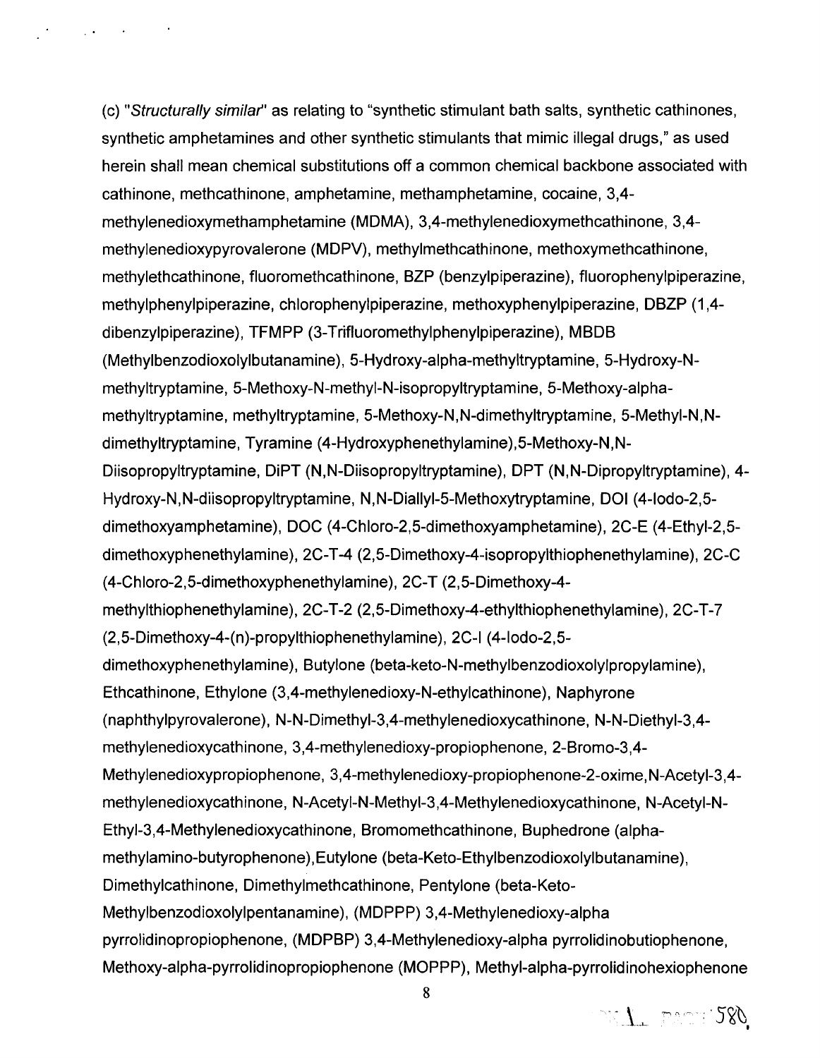(c) "*Structurally similar*" as relating to "synthetic stimulant bath salts, synthetic cathinones, synthetic amphetamines and other synthetic stimulants that mimic illegal drugs," as used herein shall mean chemical substitutions off a common chemical backbone associated with cathinone, methcathinone, amphetamine, methamphetamine, cocaine, 3,4-methylenedioxymethamphetamine (MDMA), 3,4-methylenedioxymethcathinone, 3,4-methylenedioxypyrovalerone (MDPV), methylmethcathinone, methoxymethcathinone, methylethcathinone, fluoromethcathinone, BZP (benzylpiperazine), fluorophenylpiperazine, methylphenylpiperazine, chlorophenylpiperazine, methoxyphenylpiperazine, DBZP (1,4-dibenzylpiperazine), TFMPP (3-Trifluoromethylphenylpiperazine), MBDB (Methylbenzodioxolylbutanamine), 5-Hydroxy-alpha-methyltryptamine, 5-Hydroxy-N-methyltryptamine, 5-Methoxy-N-methyl-N-isopropyltryptamine, 5-Methoxy-alpha-methyltryptamine, methyltryptamine, 5-Methoxy-N,N-dimethyltryptamine, 5-Methyl-N,N-dimethyltryptamine, Tyramine (4-Hydroxyphenethylamine),5-Methoxy-N,N-Diisopropyltryptamine, DiPT (N,N-Diisopropyltryptamine), DPT (N,N-Dipropyltryptamine), 4-Hydroxy-N,N-diisopropyltryptamine, N,N-Diallyl-5-Methoxytryptamine, DOI (4-Iodo-2,5-dimethoxyamphetamine), DOC (4-Chloro-2,5-dimethoxyamphetamine), 2C-E (4-Ethyl-2,5-dimethoxyphenethylamine), 2C-T-4 (2,5-Dimethoxy-4-isopropylthiophenethylamine), 2C-C (4-Chloro-2,5-dimethoxyphenethylamine), 2C-T (2,5-Dimethoxy-4-methylthiophenethylamine), 2C-T-2 (2,5-Dimethoxy-4-ethylthiophenethylamine), 2C-T-7 (2,5-Dimethoxy-4-(n)-propylthiophenethylamine), 2C-I (4-Iodo-2,5-dimethoxyphenethylamine), Butylone (beta-keto-N-methylbenzodioxolylpropylamine), Ethcathinone, Ethylone (3,4-methylenedioxy-N-ethylcathinone), Naphyrone (naphthylpyrovalerone), N-N-Dimethyl-3,4-methylenedioxycathinone, N-N-Diethyl-3,4-methylenedioxycathinone, 3,4-methylenedioxy-propiophenone, 2-Bromo-3,4-Methylenedioxypropiophenone, 3,4-methylenedioxy-propiophenone-2-oxime,N-Acetyl-3,4-methylenedioxycathinone, N-Acetyl-N-Methyl-3,4-Methylenedioxycathinone, N-Acetyl-N-Ethyl-3,4-Methylenedioxycathinone, Bromomethcathinone, Buphedrone (alpha-methylamino-butyrophenone),Eutylone (beta-Keto-Ethylbenzodioxolylbutanamine), Dimethylcathinone, Dimethylmethcathinone, Pentylone (beta-Keto-Methylbenzodioxolylpentanamine), (MDPPP) 3,4-Methylenedioxy-alpha pyrrolidinopropiophenone, (MDPBP) 3,4-Methylenedioxy-alpha pyrrolidinobutiophenone, Methoxy-alpha-pyrrolidinopropiophenone (MOPPP), Methyl-alpha-pyrrolidinohexiophenone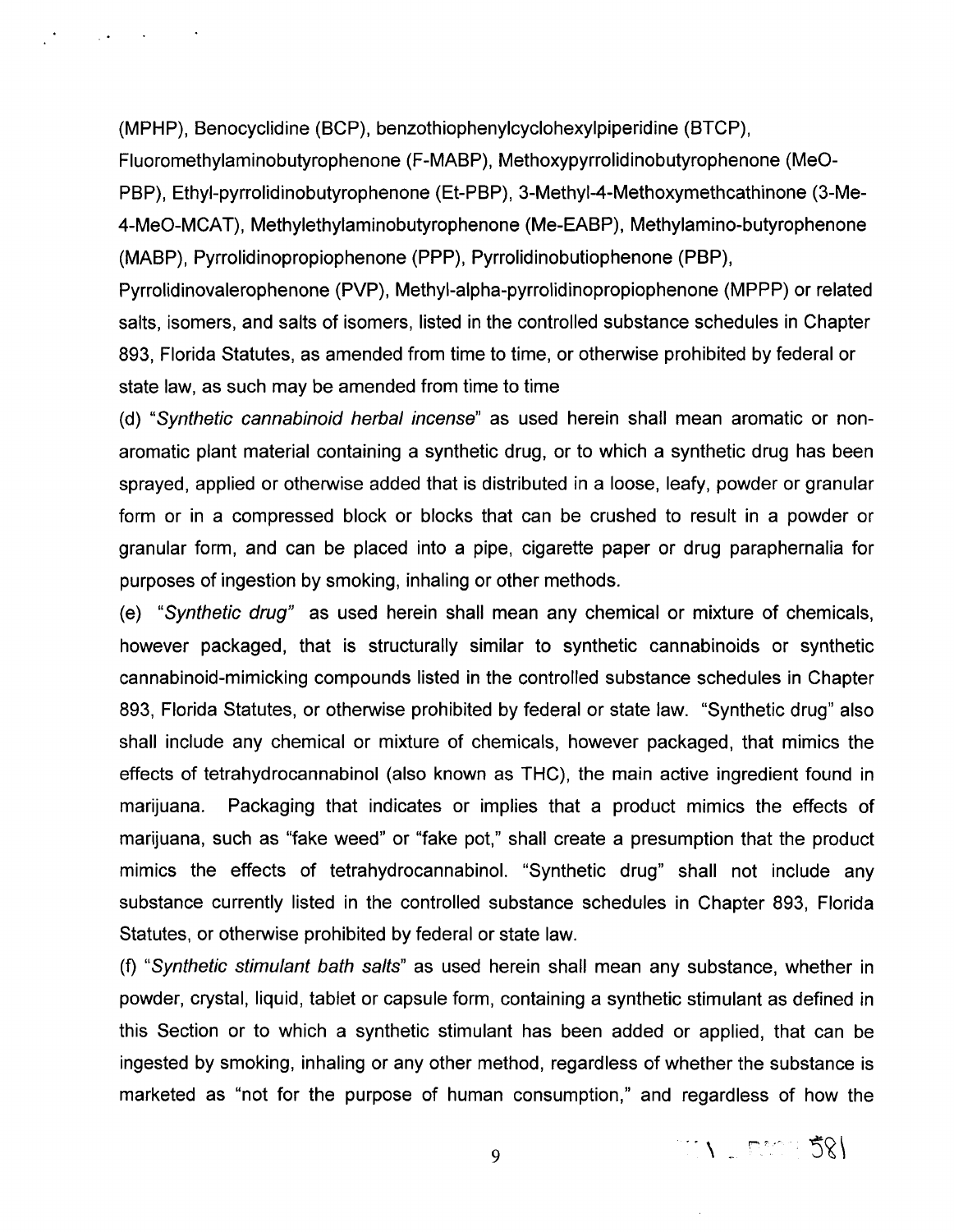(MPHP), Benocyclidine (BCP), benzothiophenylcyclohexylpiperidine (BTCP), Fluoromethylaminobutyrophenone (F-MABP), Methoxypyrrolidinobutyrophenone (MeO-PBP), Ethyl-pyrrolidinobutyrophenone (Et-PBP), 3-Methyl-4-Methoxymethcathinone (3-Me-4-MeO-MCAT), Methylethylaminobutyrophenone (Me-EABP), Methylamino-butyrophenone (MABP), Pyrrolidinopropiophenone (PPP), Pyrrolidinobutiophenone (PBP), Pyrrolidinovalerophenone (PVP), Methyl-alpha-pyrrolidinopropiophenone (MPPP) or related salts, isomers, and salts of isomers, listed in the controlled substance schedules in Chapter 893, Florida Statutes, as amended from time to time, or otherwise prohibited by federal or state law, as such may be amended from time to time

(d) "*Synthetic cannabinoid herbal incense*" as used herein shall mean aromatic or non-aromatic plant material containing a synthetic drug, or to which a synthetic drug has been sprayed, applied or otherwise added that is distributed in a loose, leafy, powder or granular form or in a compressed block or blocks that can be crushed to result in a powder or granular form, and can be placed into a pipe, cigarette paper or drug paraphernalia for purposes of ingestion by smoking, inhaling or other methods.

(e) "*Synthetic drug*" as used herein shall mean any chemical or mixture of chemicals, however packaged, that is structurally similar to synthetic cannabinoids or synthetic cannabinoid-mimicking compounds listed in the controlled substance schedules in Chapter 893, Florida Statutes, or otherwise prohibited by federal or state law. "Synthetic drug" also shall include any chemical or mixture of chemicals, however packaged, that mimics the effects of tetrahydrocannabinol (also known as THC), the main active ingredient found in marijuana. Packaging that indicates or implies that a product mimics the effects of marijuana, such as "fake weed" or "fake pot," shall create a presumption that the product mimics the effects of tetrahydrocannabinol. "Synthetic drug" shall not include any substance currently listed in the controlled substance schedules in Chapter 893, Florida Statutes, or otherwise prohibited by federal or state law.

(f) "*Synthetic stimulant bath salts*" as used herein shall mean any substance, whether in powder, crystal, liquid, tablet or capsule form, containing a synthetic stimulant as defined in this Section or to which a synthetic stimulant has been added or applied, that can be ingested by smoking, inhaling or any other method, regardless of whether the substance is marketed as "not for the purpose of human consumption," and regardless of how the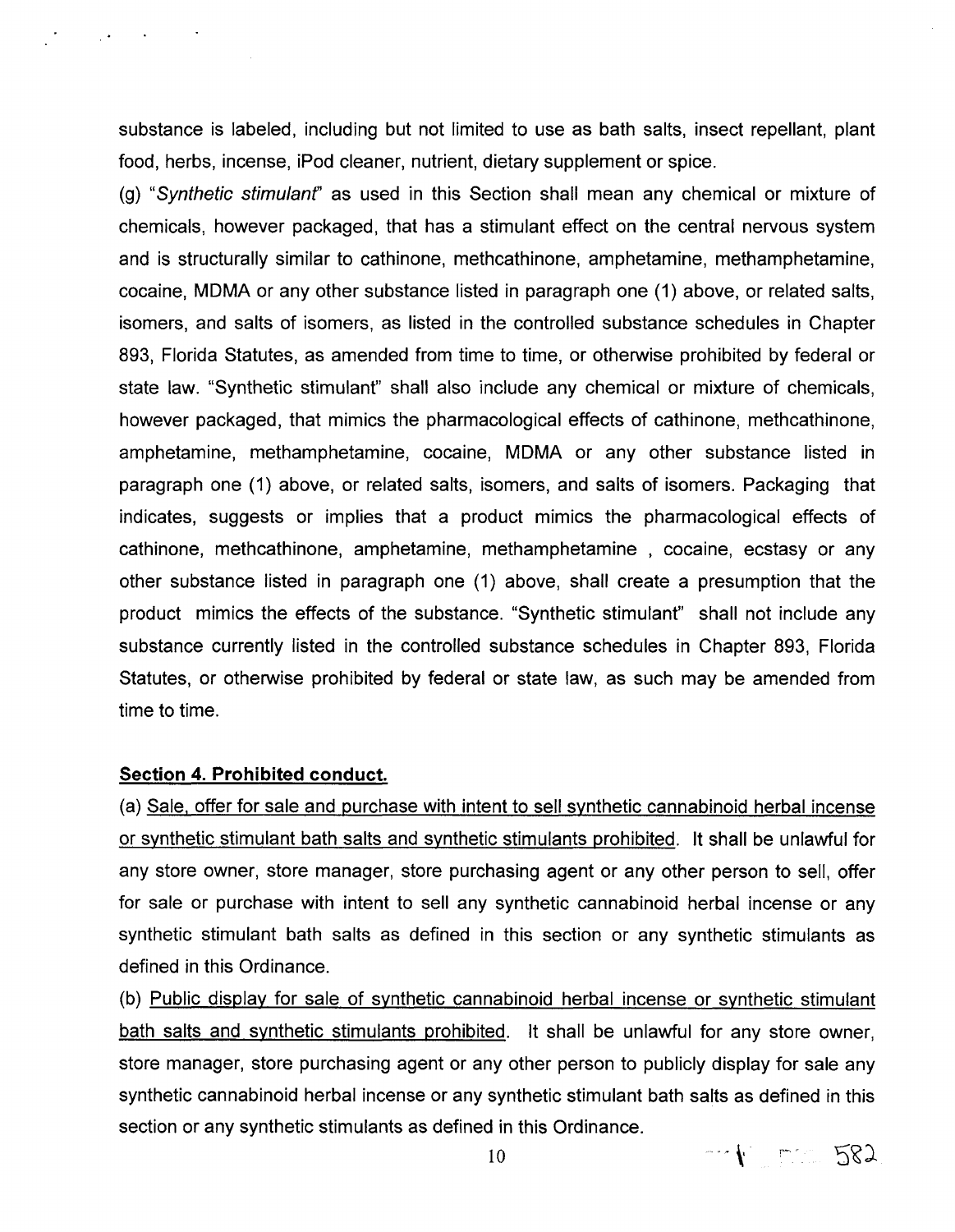substance is labeled, including but not limited to use as bath salts, insect repellant, plant food, herbs, incense, iPod cleaner, nutrient, dietary supplement or spice.

(g) "*Synthetic stimulant*" as used in this Section shall mean any chemical or mixture of chemicals, however packaged, that has a stimulant effect on the central nervous system and is structurally similar to cathinone, methcathinone, amphetamine, methamphetamine, cocaine, MDMA or any other substance listed in paragraph one (1) above, or related salts, isomers, and salts of isomers, as listed in the controlled substance schedules in Chapter 893, Florida Statutes, as amended from time to time, or otherwise prohibited by federal or state law. "Synthetic stimulant" shall also include any chemical or mixture of chemicals, however packaged, that mimics the pharmacological effects of cathinone, methcathinone, amphetamine, methamphetamine, cocaine, MDMA or any other substance listed in paragraph one (1) above, or related salts, isomers, and salts of isomers. Packaging that indicates, suggests or implies that a product mimics the pharmacological effects of cathinone, methcathinone, amphetamine, methamphetamine , cocaine, ecstasy or any other substance listed in paragraph one (1) above, shall create a presumption that the product mimics the effects of the substance. "Synthetic stimulant" shall not include any substance currently listed in the controlled substance schedules in Chapter 893, Florida Statutes, or otherwise prohibited by federal or state law, as such may be amended from time to time.

**Section 4. Prohibited conduct.**

(a) Sale, offer for sale and purchase with intent to sell synthetic cannabinoid herbal incense or synthetic stimulant bath salts and synthetic stimulants prohibited. It shall be unlawful for any store owner, store manager, store purchasing agent or any other person to sell, offer for sale or purchase with intent to sell any synthetic cannabinoid herbal incense or any synthetic stimulant bath salts as defined in this section or any synthetic stimulants as defined in this Ordinance.

(b) Public display for sale of synthetic cannabinoid herbal incense or synthetic stimulant bath salts and synthetic stimulants prohibited. It shall be unlawful for any store owner, store manager, store purchasing agent or any other person to publicly display for sale any synthetic cannabinoid herbal incense or any synthetic stimulant bath salts as defined in this section or any synthetic stimulants as defined in this Ordinance.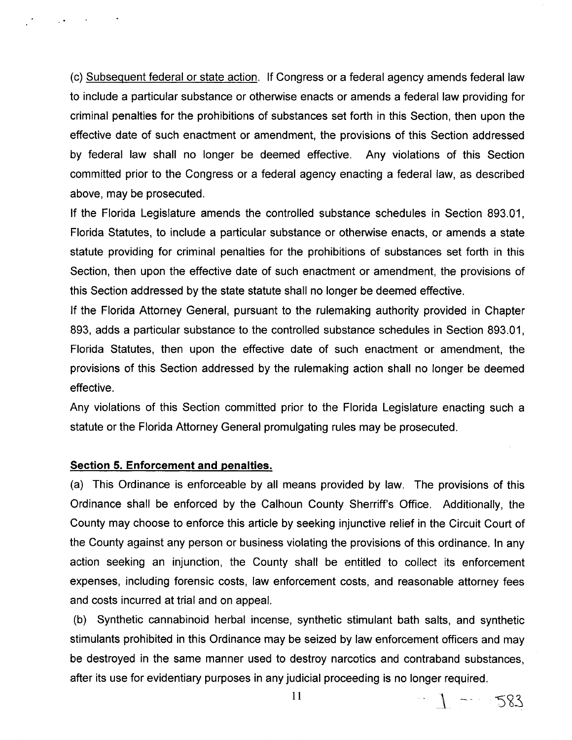(c) Subsequent federal or state action. If Congress or a federal agency amends federal law to include a particular substance or otherwise enacts or amends a federal law providing for criminal penalties for the prohibitions of substances set forth in this Section, then upon the effective date of such enactment or amendment, the provisions of this Section addressed by federal law shall no longer be deemed effective. Any violations of this Section committed prior to the Congress or a federal agency enacting a federal law, as described above, may be prosecuted.

If the Florida Legislature amends the controlled substance schedules in Section 893.01, Florida Statutes, to include a particular substance or otherwise enacts, or amends a state statute providing for criminal penalties for the prohibitions of substances set forth in this Section, then upon the effective date of such enactment or amendment, the provisions of this Section addressed by the state statute shall no longer be deemed effective.

If the Florida Attorney General, pursuant to the rulemaking authority provided in Chapter 893, adds a particular substance to the controlled substance schedules in Section 893.01, Florida Statutes, then upon the effective date of such enactment or amendment, the provisions of this Section addressed by the rulemaking action shall no longer be deemed effective.

Any violations of this Section committed prior to the Florida Legislature enacting such a statute or the Florida Attorney General promulgating rules may be prosecuted.

**Section 5. Enforcement and penalties.**

(a) This Ordinance is enforceable by all means provided by law. The provisions of this Ordinance shall be enforced by the Calhoun County Sherriff's Office. Additionally, the County may choose to enforce this article by seeking injunctive relief in the Circuit Court of the County against any person or business violating the provisions of this ordinance. In any action seeking an injunction, the County shall be entitled to collect its enforcement expenses, including forensic costs, law enforcement costs, and reasonable attorney fees and costs incurred at trial and on appeal.

(b) Synthetic cannabinoid herbal incense, synthetic stimulant bath salts, and synthetic stimulants prohibited in this Ordinance may be seized by law enforcement officers and may be destroyed in the same manner used to destroy narcotics and contraband substances, after its use for evidentiary purposes in any judicial proceeding is no longer required.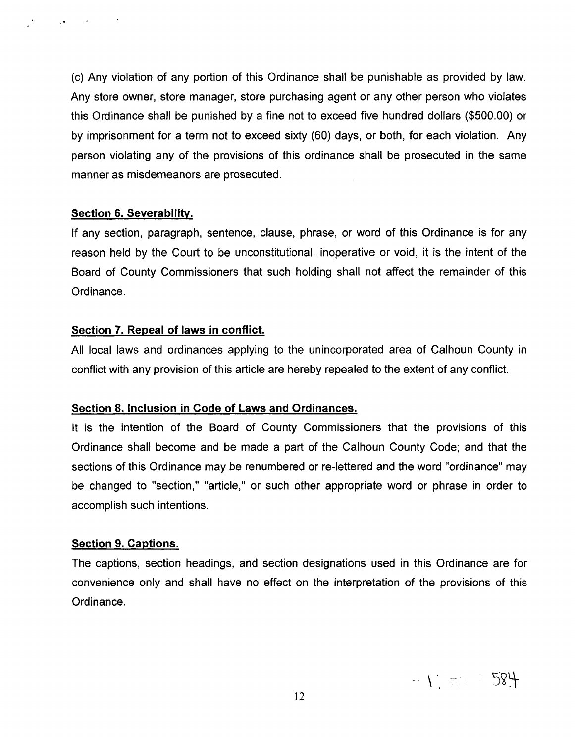(c) Any violation of any portion of this Ordinance shall be punishable as provided by law. Any store owner, store manager, store purchasing agent or any other person who violates this Ordinance shall be punished by a fine not to exceed five hundred dollars ($500.00) or by imprisonment for a term not to exceed sixty (60) days, or both, for each violation. Any person violating any of the provisions of this ordinance shall be prosecuted in the same manner as misdemeanors are prosecuted.

**Section 6. Severability.**

If any section, paragraph, sentence, clause, phrase, or word of this Ordinance is for any reason held by the Court to be unconstitutional, inoperative or void, it is the intent of the Board of County Commissioners that such holding shall not affect the remainder of this Ordinance.

**Section 7. Repeal of laws in conflict.**

All local laws and ordinances applying to the unincorporated area of Calhoun County in conflict with any provision of this article are hereby repealed to the extent of any conflict.

**Section 8. Inclusion in Code of Laws and Ordinances.**

It is the intention of the Board of County Commissioners that the provisions of this Ordinance shall become and be made a part of the Calhoun County Code; and that the sections of this Ordinance may be renumbered or re-lettered and the word "ordinance" may be changed to "section," "article," or such other appropriate word or phrase in order to accomplish such intentions.

**Section 9. Captions.**

The captions, section headings, and section designations used in this Ordinance are for convenience only and shall have no effect on the interpretation of the provisions of this Ordinance.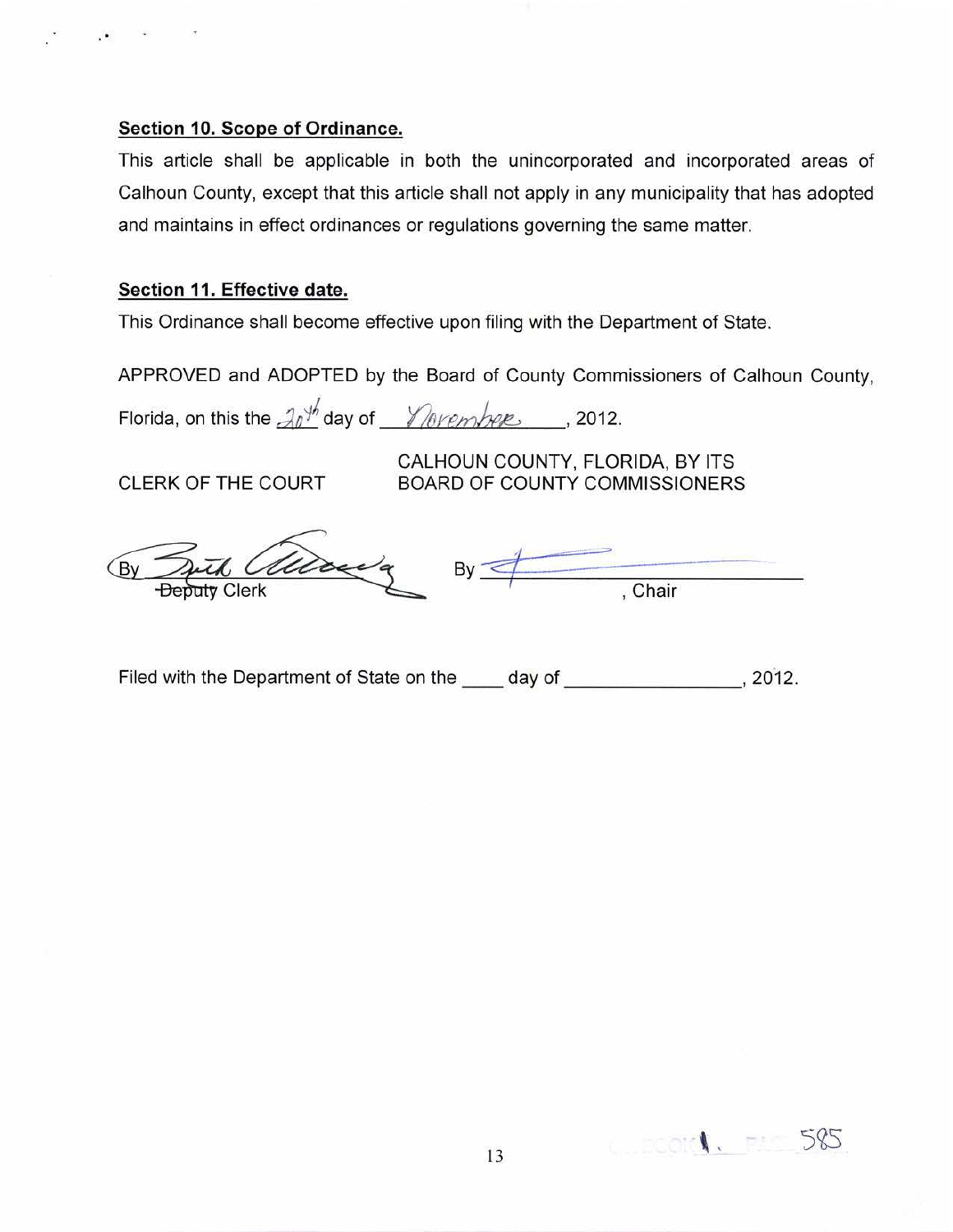**Section 10. Scope of Ordinance.**

This article shall be applicable in both the unincorporated and incorporated areas of Calhoun County, except that this article shall not apply in any municipality that has adopted and maintains in effect ordinances or regulations governing the same matter.

**Section 11. Effective date.**

This Ordinance shall become effective upon filing with the Department of State.

APPROVED and ADOPTED by the Board of County Commissioners of Calhoun County, Florida, on this the 20th day of November, 2012.

CLERK OF THE COURT

CALHOUN COUNTY, FLORIDA, BY ITS BOARD OF COUNTY COMMISSIONERS

By ~~Deputy~~ Clerk

By \_\_\_\_\_\_\_\_\_\_\_\_\_\_\_\_\_\_\_\_, Chair

Filed with the Department of State on the \_\_\_\_ day of \_\_\_\_\_\_\_\_\_\_\_\_\_\_\_\_, 2012.

BOOK 1 PAGE 585